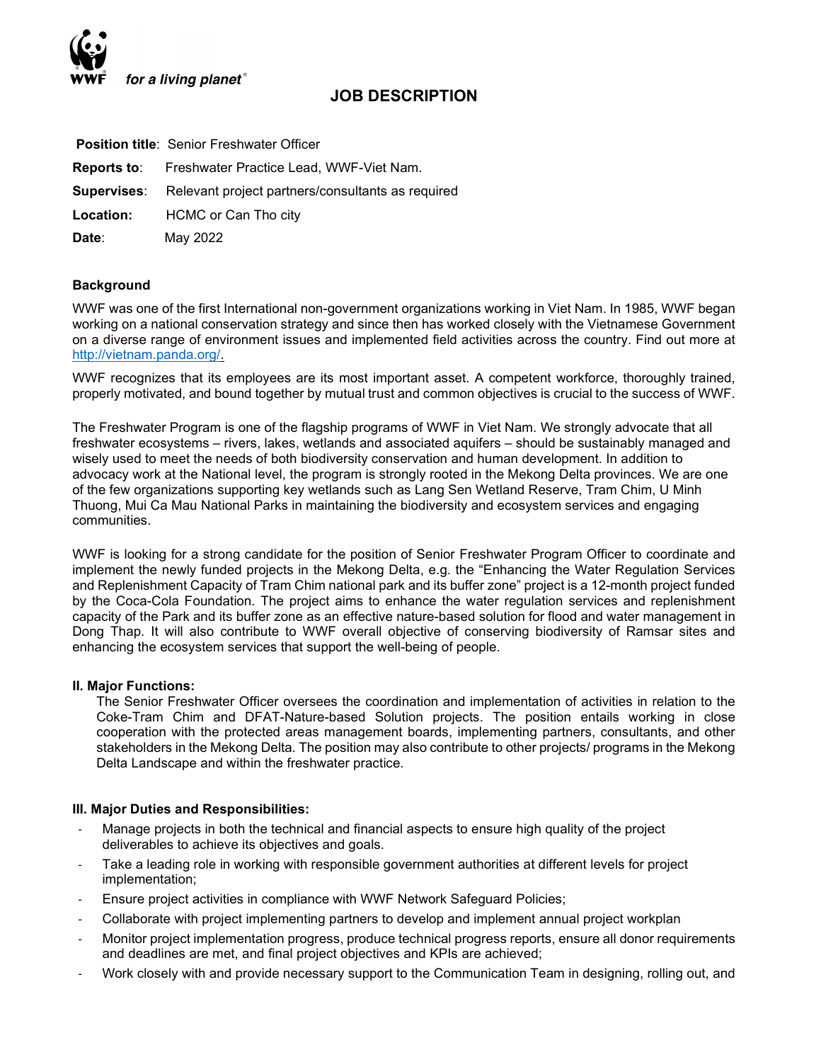for a living planet®

# JOB DESCRIPTION

**Position title**: Senior Freshwater Officer

**Reports to**: Freshwater Practice Lead, WWF-Viet Nam.

**Supervises**: Relevant project partners/consultants as required

**Location:** HCMC or Can Tho city

**Date**: May 2022

## Background

WWF was one of the first International non-government organizations working in Viet Nam. In 1985, WWF began working on a national conservation strategy and since then has worked closely with the Vietnamese Government on a diverse range of environment issues and implemented field activities across the country. Find out more at http://vietnam.panda.org/.

WWF recognizes that its employees are its most important asset. A competent workforce, thoroughly trained, properly motivated, and bound together by mutual trust and common objectives is crucial to the success of WWF.

The Freshwater Program is one of the flagship programs of WWF in Viet Nam. We strongly advocate that all freshwater ecosystems – rivers, lakes, wetlands and associated aquifers – should be sustainably managed and wisely used to meet the needs of both biodiversity conservation and human development. In addition to advocacy work at the National level, the program is strongly rooted in the Mekong Delta provinces. We are one of the few organizations supporting key wetlands such as Lang Sen Wetland Reserve, Tram Chim, U Minh Thuong, Mui Ca Mau National Parks in maintaining the biodiversity and ecosystem services and engaging communities.

WWF is looking for a strong candidate for the position of Senior Freshwater Program Officer to coordinate and implement the newly funded projects in the Mekong Delta, e.g. the "Enhancing the Water Regulation Services and Replenishment Capacity of Tram Chim national park and its buffer zone" project is a 12-month project funded by the Coca-Cola Foundation. The project aims to enhance the water regulation services and replenishment capacity of the Park and its buffer zone as an effective nature-based solution for flood and water management in Dong Thap. It will also contribute to WWF overall objective of conserving biodiversity of Ramsar sites and enhancing the ecosystem services that support the well-being of people.

## II. Major Functions:

The Senior Freshwater Officer oversees the coordination and implementation of activities in relation to the Coke-Tram Chim and DFAT-Nature-based Solution projects. The position entails working in close cooperation with the protected areas management boards, implementing partners, consultants, and other stakeholders in the Mekong Delta. The position may also contribute to other projects/ programs in the Mekong Delta Landscape and within the freshwater practice.

## III. Major Duties and Responsibilities:

- Manage projects in both the technical and financial aspects to ensure high quality of the project deliverables to achieve its objectives and goals.
- Take a leading role in working with responsible government authorities at different levels for project implementation;
- Ensure project activities in compliance with WWF Network Safeguard Policies;
- Collaborate with project implementing partners to develop and implement annual project workplan
- Monitor project implementation progress, produce technical progress reports, ensure all donor requirements and deadlines are met, and final project objectives and KPIs are achieved;
- Work closely with and provide necessary support to the Communication Team in designing, rolling out, and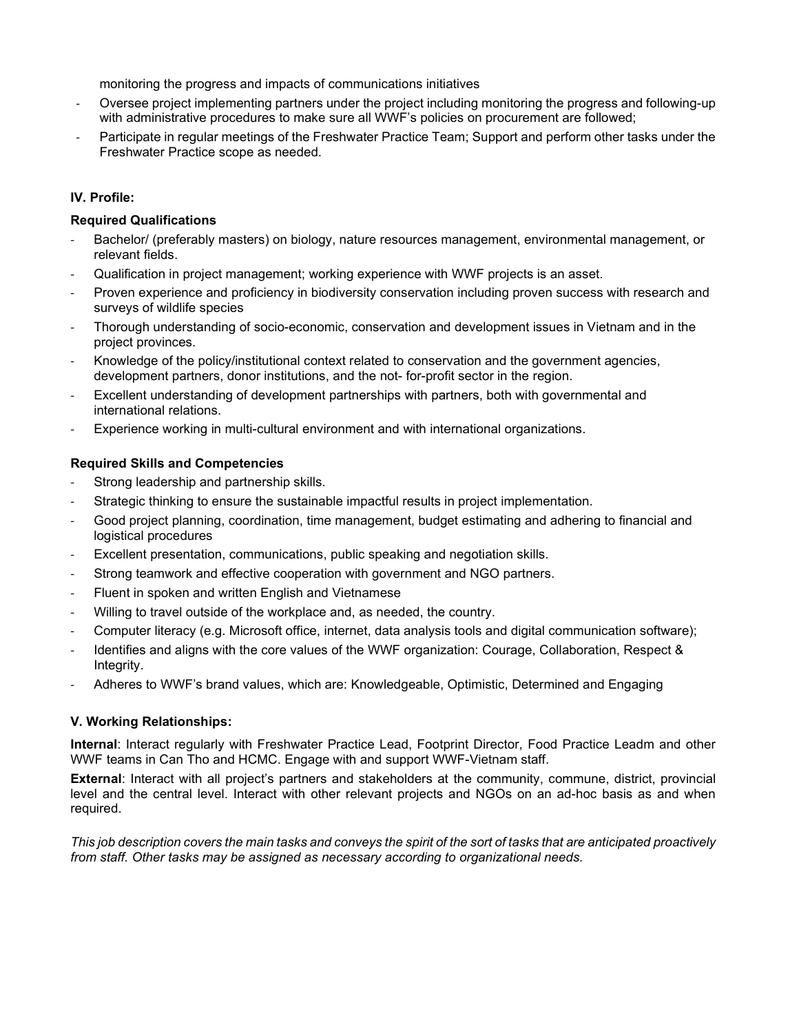monitoring the progress and impacts of communications initiatives

- Oversee project implementing partners under the project including monitoring the progress and following-up with administrative procedures to make sure all WWF's policies on procurement are followed;
- Participate in regular meetings of the Freshwater Practice Team; Support and perform other tasks under the Freshwater Practice scope as needed.

### IV. Profile:

**Required Qualifications**

- Bachelor/ (preferably masters) on biology, nature resources management, environmental management, or relevant fields.
- Qualification in project management; working experience with WWF projects is an asset.
- Proven experience and proficiency in biodiversity conservation including proven success with research and surveys of wildlife species
- Thorough understanding of socio-economic, conservation and development issues in Vietnam and in the project provinces.
- Knowledge of the policy/institutional context related to conservation and the government agencies, development partners, donor institutions, and the not- for-profit sector in the region.
- Excellent understanding of development partnerships with partners, both with governmental and international relations.
- Experience working in multi-cultural environment and with international organizations.

**Required Skills and Competencies**

- Strong leadership and partnership skills.
- Strategic thinking to ensure the sustainable impactful results in project implementation.
- Good project planning, coordination, time management, budget estimating and adhering to financial and logistical procedures
- Excellent presentation, communications, public speaking and negotiation skills.
- Strong teamwork and effective cooperation with government and NGO partners.
- Fluent in spoken and written English and Vietnamese
- Willing to travel outside of the workplace and, as needed, the country.
- Computer literacy (e.g. Microsoft office, internet, data analysis tools and digital communication software);
- Identifies and aligns with the core values of the WWF organization: Courage, Collaboration, Respect & Integrity.
- Adheres to WWF's brand values, which are: Knowledgeable, Optimistic, Determined and Engaging

### V. Working Relationships:

**Internal**: Interact regularly with Freshwater Practice Lead, Footprint Director, Food Practice Leadm and other WWF teams in Can Tho and HCMC. Engage with and support WWF-Vietnam staff.

**External**: Interact with all project's partners and stakeholders at the community, commune, district, provincial level and the central level. Interact with other relevant projects and NGOs on an ad-hoc basis as and when required.

*This job description covers the main tasks and conveys the spirit of the sort of tasks that are anticipated proactively from staff. Other tasks may be assigned as necessary according to organizational needs.*